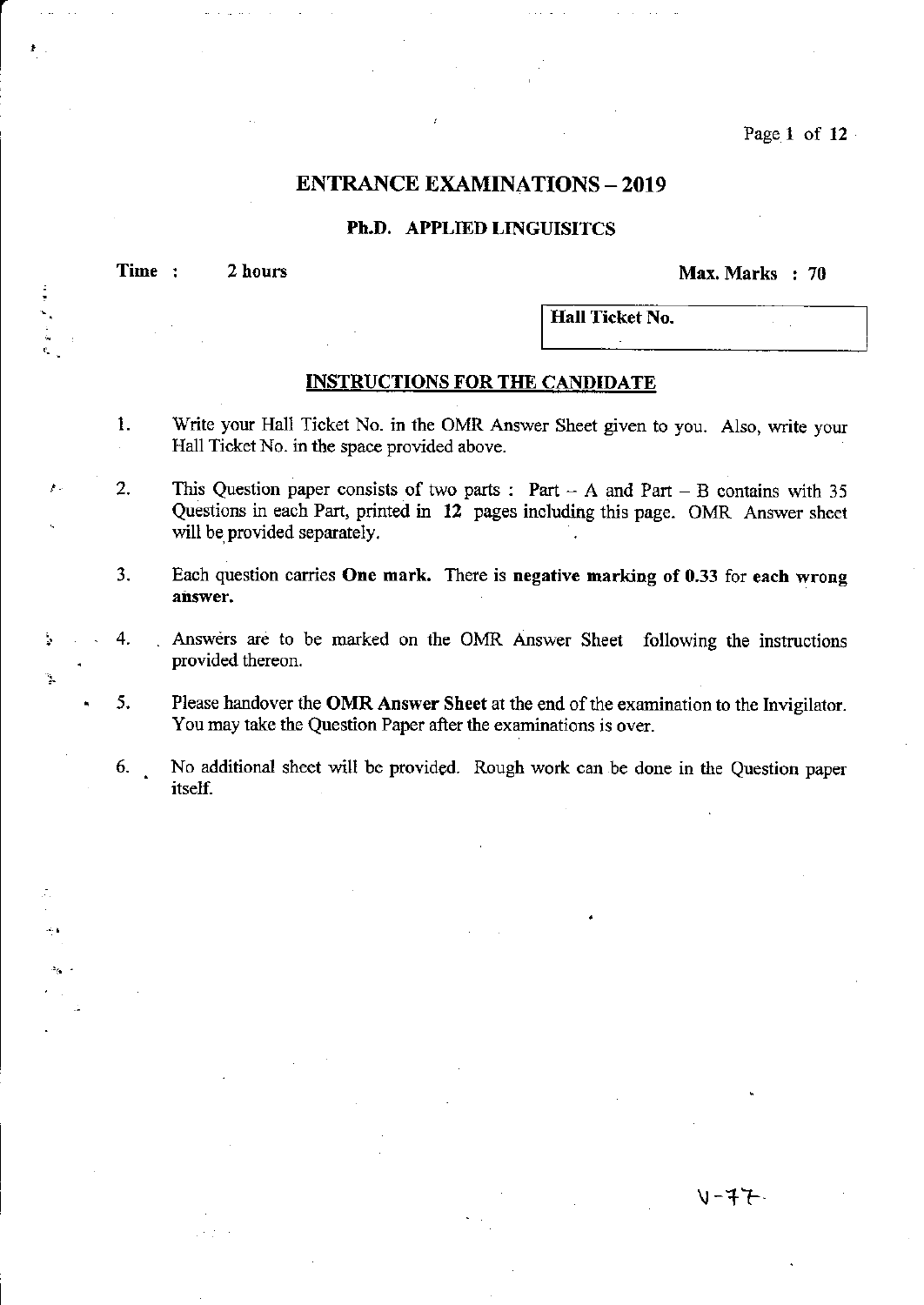# ENTRANCE EXAMINATIONS – 2019

## Ph.D. APPLIED LINGUISITCS

**Time :** 2 hours **Max. Marks : 70**

| **Hall Ticket No.** |
|---|

### INSTRUCTIONS FOR THE CANDIDATE

1. Write your Hall Ticket No. in the OMR Answer Sheet given to you. Also, write your Hall Ticket No. in the space provided above.

2. This Question paper consists of two parts : Part – A and Part – B contains with 35 Questions in each Part, printed in **12** pages including this page. OMR Answer sheet will be provided separately.

3. Each question carries **One mark.** There is **negative marking of 0.33** for **each wrong answer.**

4. Answers are to be marked on the OMR Answer Sheet following the instructions provided thereon.

5. Please handover the **OMR Answer Sheet** at the end of the examination to the Invigilator. You may take the Question Paper after the examinations is over.

6. No additional sheet will be provided. Rough work can be done in the Question paper itself.

V-77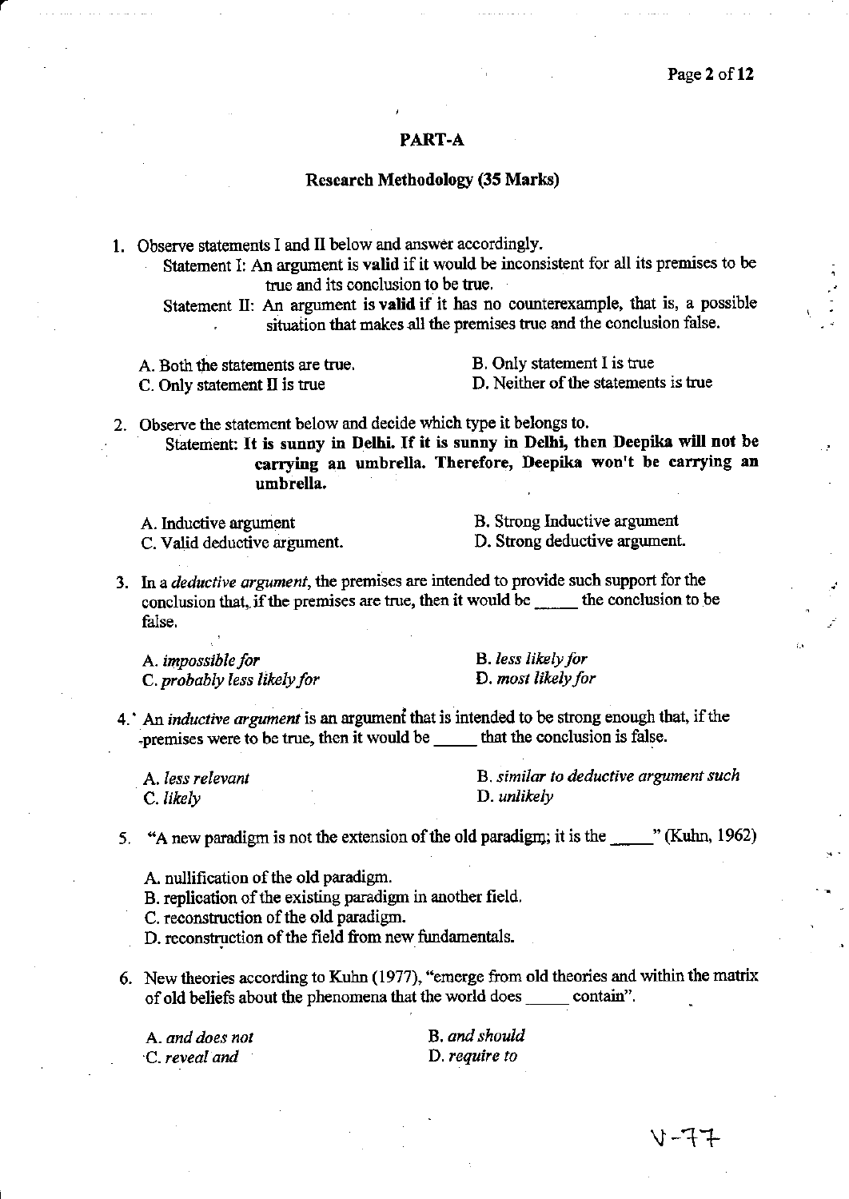## PART-A

### Research Methodology (35 Marks)

1. Observe statements I and II below and answer accordingly.

   Statement I: An argument is **valid** if it would be inconsistent for all its premises to be true and its conclusion to be true.

   Statement II: An argument **is valid** if it has no counterexample, that is, a possible situation that makes all the premises true and the conclusion false.

   A. Both the statements are true.
   B. Only statement I is true
   C. Only statement II is true
   D. Neither of the statements is true

2. Observe the statement below and decide which type it belongs to.

   Statement: **It is sunny in Delhi. If it is sunny in Delhi, then Deepika will not be carrying an umbrella. Therefore, Deepika won't be carrying an umbrella.**

   A. Inductive argument
   B. Strong Inductive argument
   C. Valid deductive argument.
   D. Strong deductive argument.

3. In a *deductive argument*, the premises are intended to provide such support for the conclusion that, if the premises are true, then it would be _____ the conclusion to be false.

   A. *impossible for*
   B. *less likely for*
   C. *probably less likely for*
   D. *most likely for*

4. An *inductive argument* is an argument that is intended to be strong enough that, if the premises were to be true, then it would be _____ that the conclusion is false.

   A. *less relevant*
   B. *similar to deductive argument such*
   C. *likely*
   D. *unlikely*

5. "A new paradigm is not the extension of the old paradigm; it is the _____" (Kuhn, 1962)

   A. nullification of the old paradigm.
   B. replication of the existing paradigm in another field.
   C. reconstruction of the old paradigm.
   D. reconstruction of the field from new fundamentals.

6. New theories according to Kuhn (1977), "emerge from old theories and within the matrix of old beliefs about the phenomena that the world does _____ contain".

   A. *and does not*
   B. *and should*
   C. *reveal and*
   D. *require to*

V-77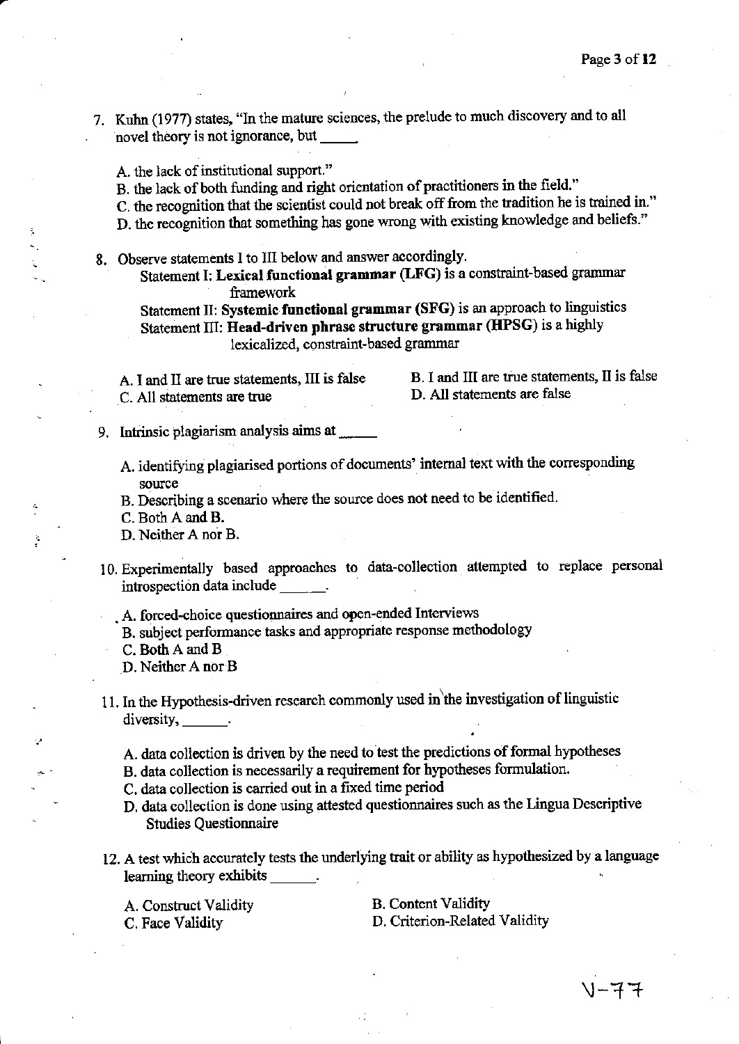7. Kuhn (1977) states, "In the mature sciences, the prelude to much discovery and to all novel theory is not ignorance, but _____

   A. the lack of institutional support."
   B. the lack of both funding and right orientation of practitioners in the field."
   C. the recognition that the scientist could not break off from the tradition he is trained in."
   D. the recognition that something has gone wrong with existing knowledge and beliefs."

8. Observe statements I to III below and answer accordingly.

   Statement I: **Lexical functional grammar (LFG)** is a constraint-based grammar framework

   Statement II: **Systemic functional grammar (SFG)** is an approach to linguistics

   Statement III: **Head-driven phrase structure grammar (HPSG)** is a highly lexicalized, constraint-based grammar

   A. I and II are true statements, III is false
   B. I and III are true statements, II is false
   C. All statements are true
   D. All statements are false

9. Intrinsic plagiarism analysis aims at _____

   A. identifying plagiarised portions of documents' internal text with the corresponding source
   B. Describing a scenario where the source does not need to be identified.
   C. Both A and B.
   D. Neither A nor B.

10. Experimentally based approaches to data-collection attempted to replace personal introspection data include ______.

    A. forced-choice questionnaires and open-ended Interviews
    B. subject performance tasks and appropriate response methodology
    C. Both A and B
    D. Neither A nor B

11. In the Hypothesis-driven research commonly used in the investigation of linguistic diversity, ______.

    A. data collection is driven by the need to test the predictions of formal hypotheses
    B. data collection is necessarily a requirement for hypotheses formulation.
    C. data collection is carried out in a fixed time period
    D. data collection is done using attested questionnaires such as the Lingua Descriptive Studies Questionnaire

12. A test which accurately tests the underlying trait or ability as hypothesized by a language learning theory exhibits ______.

    A. Construct Validity
    B. Content Validity
    C. Face Validity
    D. Criterion-Related Validity

V-77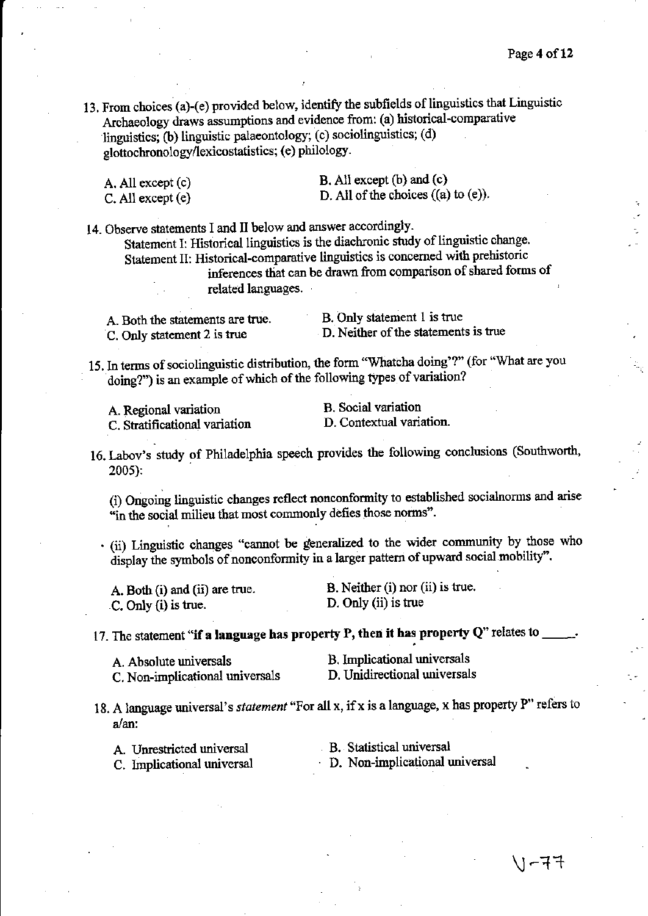13. From choices (a)-(e) provided below, identify the subfields of linguistics that Linguistic Archaeology draws assumptions and evidence from: (a) historical-comparative linguistics; (b) linguistic palaeontology; (c) sociolinguistics; (d) glottochronology/lexicostatistics; (e) philology.

    A. All except (c)
    B. All except (b) and (c)
    C. All except (e)
    D. All of the choices ((a) to (e)).

14. Observe statements I and II below and answer accordingly.

    Statement I: Historical linguistics is the diachronic study of linguistic change.

    Statement II: Historical-comparative linguistics is concerned with prehistoric inferences that can be drawn from comparison of shared forms of related languages.

    A. Both the statements are true.
    B. Only statement 1 is true
    C. Only statement 2 is true
    D. Neither of the statements is true

15. In terms of sociolinguistic distribution, the form "Whatcha doing'?" (for "What are you doing?") is an example of which of the following types of variation?

    A. Regional variation
    B. Social variation
    C. Stratificational variation
    D. Contextual variation.

16. Labov's study of Philadelphia speech provides the following conclusions (Southworth, 2005):

    (i) Ongoing linguistic changes reflect nonconformity to established socialnorms and arise "in the social milieu that most commonly defies those norms".

    (ii) Linguistic changes "cannot be generalized to the wider community by those who display the symbols of nonconformity in a larger pattern of upward social mobility".

    A. Both (i) and (ii) are true.
    B. Neither (i) nor (ii) is true.
    C. Only (i) is true.
    D. Only (ii) is true

17. The statement "**if a language has property P, then it has property Q**" relates to _____.

    A. Absolute universals
    B. Implicational universals
    C. Non-implicational universals
    D. Unidirectional universals

18. A language universal's *statement* "For all x, if x is a language, x has property P" refers to a/an:

    A. Unrestricted universal
    B. Statistical universal
    C. Implicational universal
    D. Non-implicational universal

V-77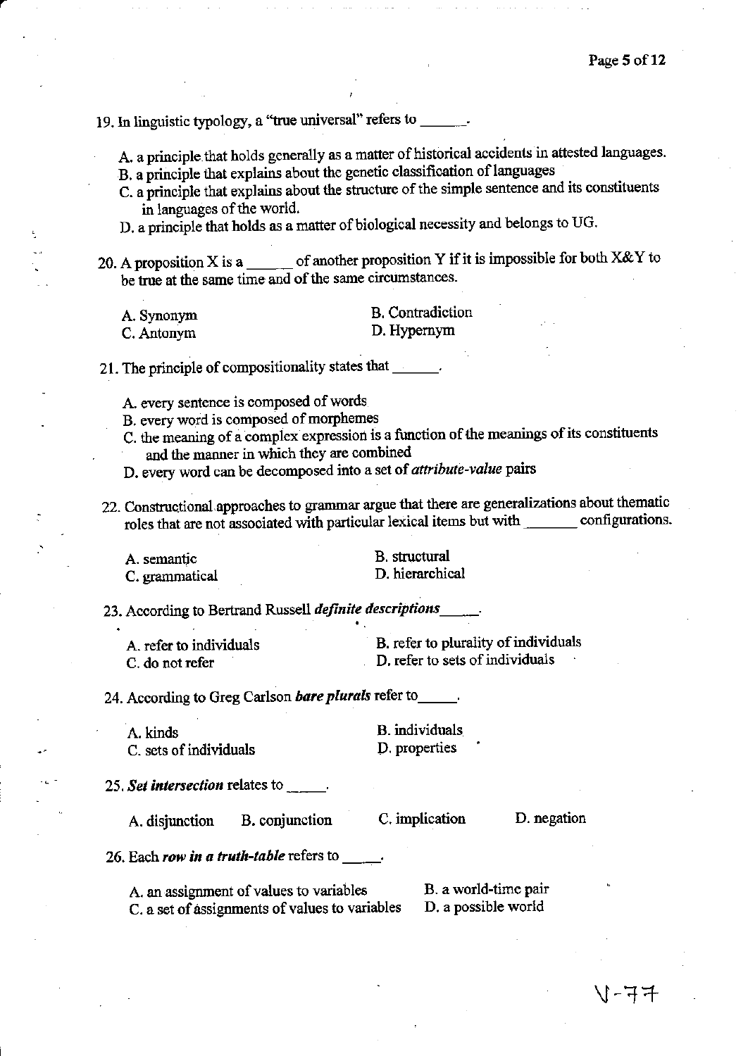19. In linguistic typology, a "true universal" refers to ______.

   A. a principle that holds generally as a matter of historical accidents in attested languages.
   B. a principle that explains about the genetic classification of languages
   C. a principle that explains about the structure of the simple sentence and its constituents in languages of the world.
   D. a principle that holds as a matter of biological necessity and belongs to UG.

20. A proposition X is a ______ of another proposition Y if it is impossible for both X&Y to be true at the same time and of the same circumstances.

   A. Synonym
   B. Contradiction
   C. Antonym
   D. Hypernym

21. The principle of compositionality states that ______.

   A. every sentence is composed of words
   B. every word is composed of morphemes
   C. the meaning of a complex expression is a function of the meanings of its constituents and the manner in which they are combined
   D. every word can be decomposed into a set of *attribute-value* pairs

22. Constructional approaches to grammar argue that there are generalizations about thematic roles that are not associated with particular lexical items but with _______ configurations.

   A. semantic
   B. structural
   C. grammatical
   D. hierarchical

23. According to Bertrand Russell ***definite descriptions*** _____.

   A. refer to individuals
   B. refer to plurality of individuals
   C. do not refer
   D. refer to sets of individuals

24. According to Greg Carlson ***bare plurals*** refer to_____.

   A. kinds
   B. individuals
   C. sets of individuals
   D. properties

25. ***Set intersection*** relates to _____.

   A. disjunction
   B. conjunction
   C. implication
   D. negation

26. Each ***row in a truth-table*** refers to _____.

   A. an assignment of values to variables
   B. a world-time pair
   C. a set of assignments of values to variables
   D. a possible world

V-77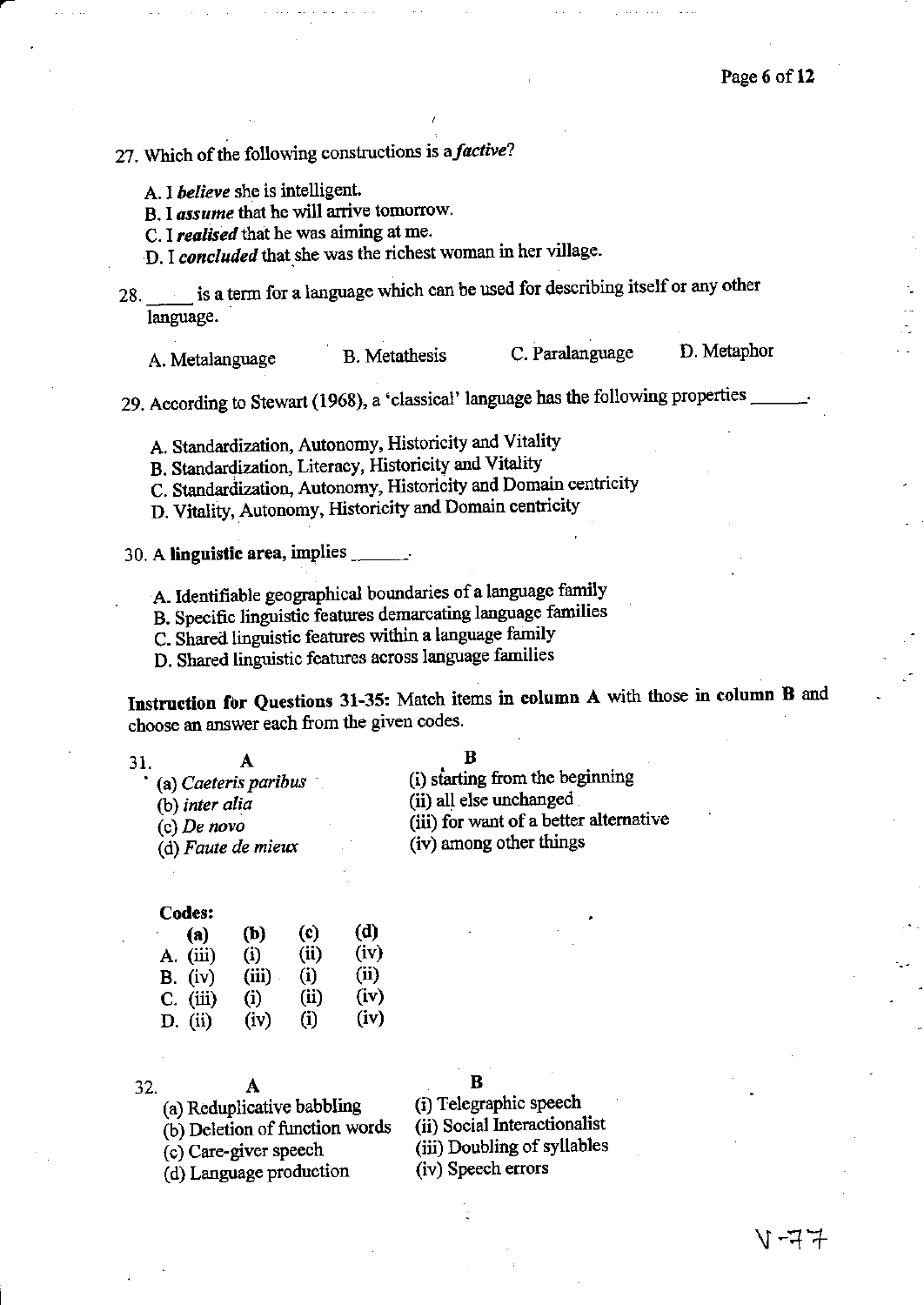27. Which of the following constructions is a *factive*?

A. I ***believe*** she is intelligent.
B. I ***assume*** that he will arrive tomorrow.
C. I ***realised*** that he was aiming at me.
D. I ***concluded*** that she was the richest woman in her village.

28. _____ is a term for a language which can be used for describing itself or any other language.

A. Metalanguage  B. Metathesis  C. Paralanguage  D. Metaphor

29. According to Stewart (1968), a 'classical' language has the following properties ______.

A. Standardization, Autonomy, Historicity and Vitality
B. Standardization, Literacy, Historicity and Vitality
C. Standardization, Autonomy, Historicity and Domain centricity
D. Vitality, Autonomy, Historicity and Domain centricity

30. A **linguistic area**, implies ______.

A. Identifiable geographical boundaries of a language family
B. Specific linguistic features demarcating language families
C. Shared linguistic features within a language family
D. Shared linguistic features across language families

**Instruction for Questions 31-35:** Match items **in column A** with those **in column B** and choose an answer each from the given codes.

31.

| A | B |
|---|---|
| (a) *Caeteris paribus* | (i) starting from the beginning |
| (b) *inter alia* | (ii) all else unchanged |
| (c) *De novo* | (iii) for want of a better alternative |
| (d) *Faute de mieux* | (iv) among other things |

**Codes:**

| | (a) | (b) | (c) | (d) |
|---|---|---|---|---|
| A. | (iii) | (i) | (ii) | (iv) |
| B. | (iv) | (iii) | (i) | (ii) |
| C. | (iii) | (i) | (ii) | (iv) |
| D. | (ii) | (iv) | (i) | (iv) |

32.

| A | B |
|---|---|
| (a) Reduplicative babbling | (i) Telegraphic speech |
| (b) Deletion of function words | (ii) Social Interactionalist |
| (c) Care-giver speech | (iii) Doubling of syllables |
| (d) Language production | (iv) Speech errors |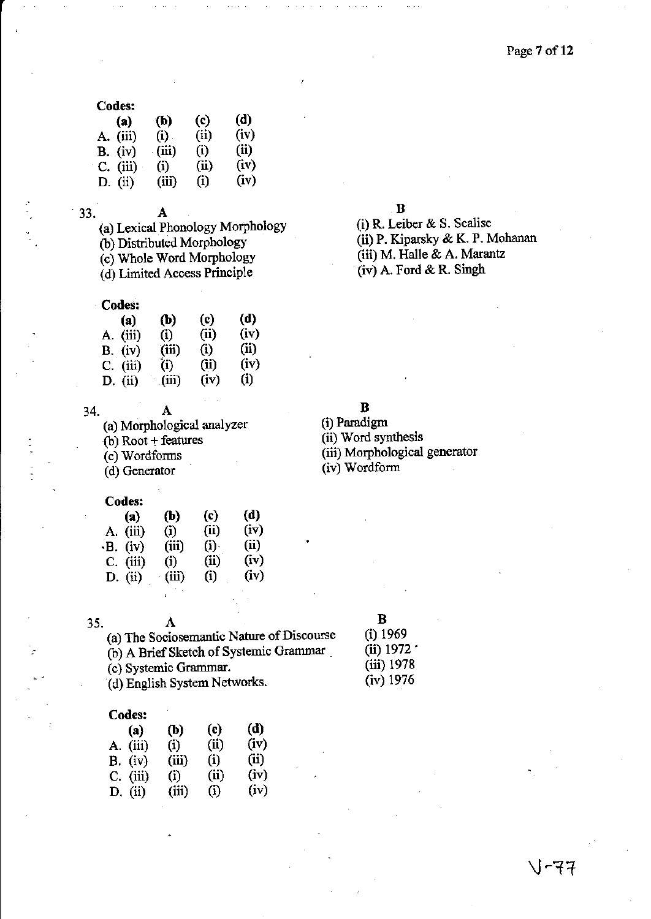**Codes:**

| | (a) | (b) | (c) | (d) |
|---|---|---|---|---|
| A. | (iii) | (i) | (ii) | (iv) |
| B. | (iv) | (iii) | (i) | (ii) |
| C. | (iii) | (i) | (ii) | (iv) |
| D. | (ii) | (iii) | (i) | (iv) |

33.

| A | B |
|---|---|
| (a) Lexical Phonology Morphology | (i) R. Leiber & S. Scalise |
| (b) Distributed Morphology | (ii) P. Kiparsky & K. P. Mohanan |
| (c) Whole Word Morphology | (iii) M. Halle & A. Marantz |
| (d) Limited Access Principle | (iv) A. Ford & R. Singh |

**Codes:**

| | (a) | (b) | (c) | (d) |
|---|---|---|---|---|
| A. | (iii) | (i) | (ii) | (iv) |
| B. | (iv) | (iii) | (i) | (ii) |
| C. | (iii) | (i) | (ii) | (iv) |
| D. | (ii) | (iii) | (iv) | (i) |

34.

| A | B |
|---|---|
| (a) Morphological analyzer | (i) Paradigm |
| (b) Root + features | (ii) Word synthesis |
| (c) Wordforms | (iii) Morphological generator |
| (d) Generator | (iv) Wordform |

**Codes:**

| | (a) | (b) | (c) | (d) |
|---|---|---|---|---|
| A. | (iii) | (i) | (ii) | (iv) |
| B. | (iv) | (iii) | (i) | (ii) |
| C. | (iii) | (i) | (ii) | (iv) |
| D. | (ii) | (iii) | (i) | (iv) |

35.

| A | B |
|---|---|
| (a) The Sociosemantic Nature of Discourse | (i) 1969 |
| (b) A Brief Sketch of Systemic Grammar | (ii) 1972 |
| (c) Systemic Grammar. | (iii) 1978 |
| (d) English System Networks. | (iv) 1976 |

**Codes:**

| | (a) | (b) | (c) | (d) |
|---|---|---|---|---|
| A. | (iii) | (i) | (ii) | (iv) |
| B. | (iv) | (iii) | (i) | (ii) |
| C. | (iii) | (i) | (ii) | (iv) |
| D. | (ii) | (iii) | (i) | (iv) |

V-77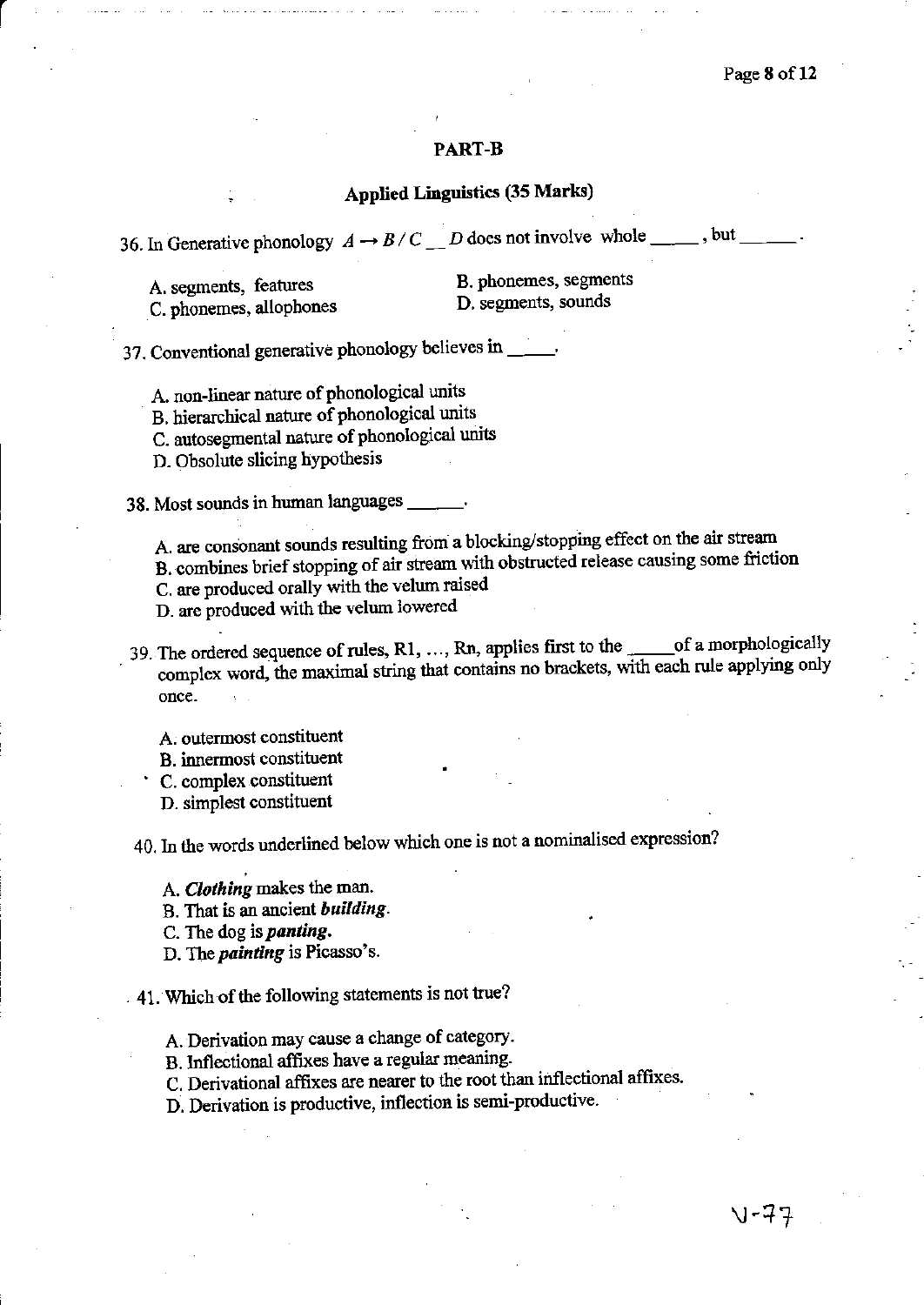## PART-B

### Applied Linguistics (35 Marks)

36. In Generative phonology $A \rightarrow B / C \_\_ D$ does not involve whole _____, but _____.

A. segments, features
B. phonemes, segments
C. phonemes, allophones
D. segments, sounds

37. Conventional generative phonology believes in _____.

A. non-linear nature of phonological units
B. hierarchical nature of phonological units
C. autosegmental nature of phonological units
D. Obsolute slicing hypothesis

38. Most sounds in human languages ______.

A. are consonant sounds resulting from a blocking/stopping effect on the air stream
B. combines brief stopping of air stream with obstructed release causing some friction
C. are produced orally with the velum raised
D. are produced with the velum lowered

39. The ordered sequence of rules, R1, ..., Rn, applies first to the _____ of a morphologically complex word, the maximal string that contains no brackets, with each rule applying only once.

A. outermost constituent
B. innermost constituent
C. complex constituent
D. simplest constituent

40. In the words underlined below which one is not a nominalised expression?

A. ***Clothing*** makes the man.
B. That is an ancient ***building***.
C. The dog is ***panting***.
D. The ***painting*** is Picasso's.

41. Which of the following statements is not true?

A. Derivation may cause a change of category.
B. Inflectional affixes have a regular meaning.
C. Derivational affixes are nearer to the root than inflectional affixes.
D. Derivation is productive, inflection is semi-productive.

V-77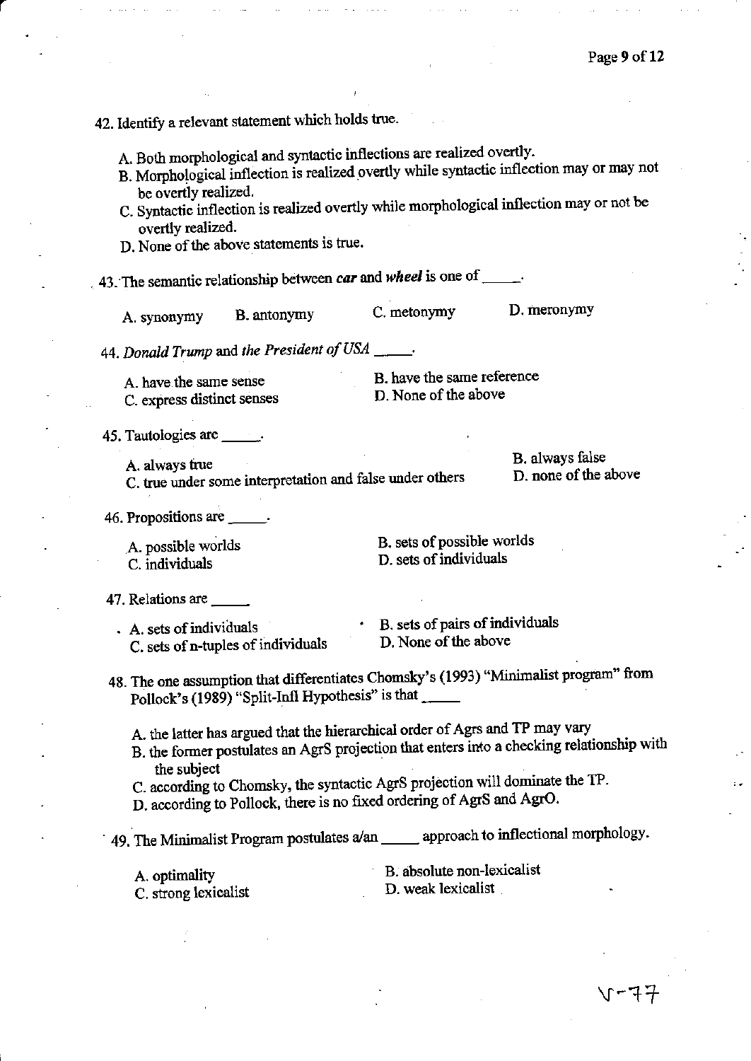42. Identify a relevant statement which holds true.

A. Both morphological and syntactic inflections are realized overtly.
B. Morphological inflection is realized overtly while syntactic inflection may or may not be overtly realized.
C. Syntactic inflection is realized overtly while morphological inflection may or not be overtly realized.
D. None of the above statements is true.

43. The semantic relationship between ***car*** and ***wheel*** is one of _____.

A. synonymy  B. antonymy  C. metonymy  D. meronymy

44. *Donald Trump* and *the President of USA* _____.

A. have the same sense
B. have the same reference
C. express distinct senses
D. None of the above

45. Tautologies are _____.

A. always true
B. always false
C. true under some interpretation and false under others
D. none of the above

46. Propositions are _____.

A. possible worlds
B. sets of possible worlds
C. individuals
D. sets of individuals

47. Relations are _____

A. sets of individuals
B. sets of pairs of individuals
C. sets of n-tuples of individuals
D. None of the above

48. The one assumption that differentiates Chomsky's (1993) "Minimalist program" from Pollock's (1989) "Split-Infl Hypothesis" is that _____

A. the latter has argued that the hierarchical order of Agrs and TP may vary
B. the former postulates an AgrS projection that enters into a checking relationship with the subject
C. according to Chomsky, the syntactic AgrS projection will dominate the TP.
D. according to Pollock, there is no fixed ordering of AgrS and AgrO.

49. The Minimalist Program postulates a/an _____ approach to inflectional morphology.

A. optimality
B. absolute non-lexicalist
C. strong lexicalist
D. weak lexicalist

V-77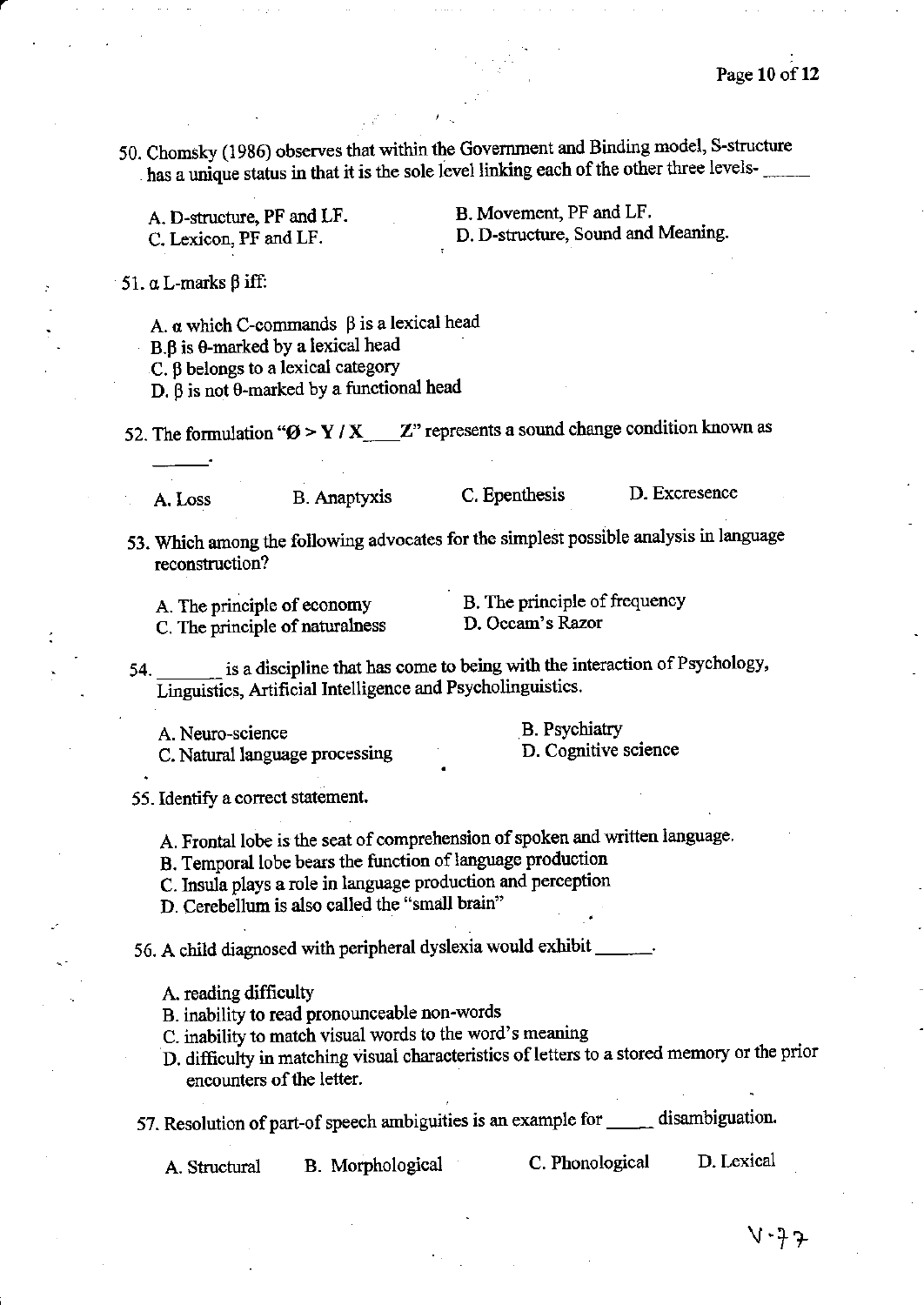50. Chomsky (1986) observes that within the Government and Binding model, S-structure has a unique status in that it is the sole level linking each of the other three levels- _____

A. D-structure, PF and LF.
B. Movement, PF and LF.
C. Lexicon, PF and LF.
D. D-structure, Sound and Meaning.

51. α L-marks β iff:

A. α which C-commands β is a lexical head
B. β is θ-marked by a lexical head
C. β belongs to a lexical category
D. β is not θ-marked by a functional head

52. The formulation "$\emptyset > Y / X$ ___ $Z$" represents a sound change condition known as ______.

A. Loss
B. Anaptyxis
C. Epenthesis
D. Excresence

53. Which among the following advocates for the simplest possible analysis in language reconstruction?

A. The principle of economy
B. The principle of frequency
C. The principle of naturalness
D. Occam's Razor

54. _______ is a discipline that has come to being with the interaction of Psychology, Linguistics, Artificial Intelligence and Psycholinguistics.

A. Neuro-science
B. Psychiatry
C. Natural language processing
D. Cognitive science

55. Identify a correct statement.

A. Frontal lobe is the seat of comprehension of spoken and written language.
B. Temporal lobe bears the function of language production
C. Insula plays a role in language production and perception
D. Cerebellum is also called the "small brain"

56. A child diagnosed with peripheral dyslexia would exhibit ______.

A. reading difficulty
B. inability to read pronounceable non-words
C. inability to match visual words to the word's meaning
D. difficulty in matching visual characteristics of letters to a stored memory or the prior encounters of the letter.

57. Resolution of part-of speech ambiguities is an example for _____ disambiguation.

A. Structural
B. Morphological
C. Phonological
D. Lexical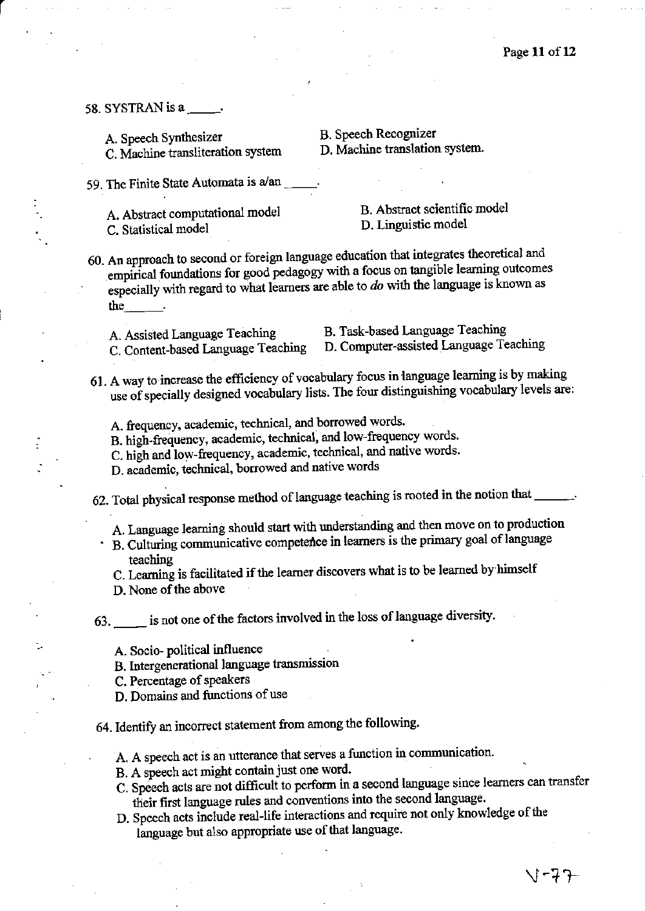58. SYSTRAN is a _____.

A. Speech Synthesizer
B. Speech Recognizer
C. Machine transliteration system
D. Machine translation system.

59. The Finite State Automata is a/an _____.

A. Abstract computational model
B. Abstract scientific model
C. Statistical model
D. Linguistic model

60. An approach to second or foreign language education that integrates theoretical and empirical foundations for good pedagogy with a focus on tangible learning outcomes especially with regard to what learners are able to *do* with the language is known as the______.

A. Assisted Language Teaching
B. Task-based Language Teaching
C. Content-based Language Teaching
D. Computer-assisted Language Teaching

61. A way to increase the efficiency of vocabulary focus in language learning is by making use of specially designed vocabulary lists. The four distinguishing vocabulary levels are:

A. frequency, academic, technical, and borrowed words.
B. high-frequency, academic, technical, and low-frequency words.
C. high and low-frequency, academic, technical, and native words.
D. academic, technical, borrowed and native words

62. Total physical response method of language teaching is rooted in the notion that ______.

A. Language learning should start with understanding and then move on to production
B. Culturing communicative competence in learners is the primary goal of language teaching
C. Learning is facilitated if the learner discovers what is to be learned by himself
D. None of the above

63. _____ is not one of the factors involved in the loss of language diversity.

A. Socio- political influence
B. Intergenerational language transmission
C. Percentage of speakers
D. Domains and functions of use

64. Identify an incorrect statement from among the following.

A. A speech act is an utterance that serves a function in communication.
B. A speech act might contain just one word.
C. Speech acts are not difficult to perform in a second language since learners can transfer their first language rules and conventions into the second language.
D. Speech acts include real-life interactions and require not only knowledge of the language but also appropriate use of that language.

V-77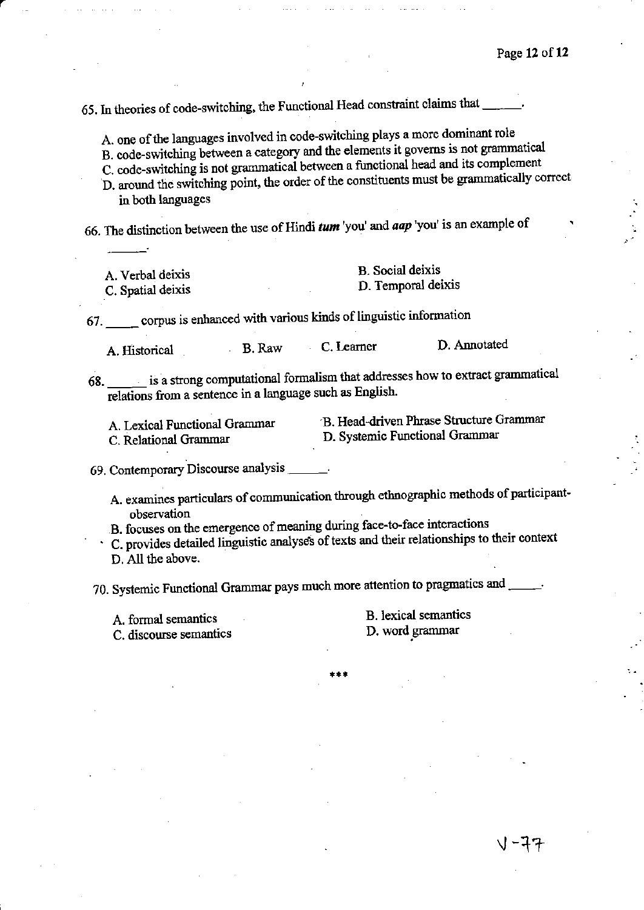65. In theories of code-switching, the Functional Head constraint claims that ______.

A. one of the languages involved in code-switching plays a more dominant role
B. code-switching between a category and the elements it governs is not grammatical
C. code-switching is not grammatical between a functional head and its complement
D. around the switching point, the order of the constituents must be grammatically correct in both languages

66. The distinction between the use of Hindi ***tum*** 'you' and ***aap*** 'you' is an example of ______.

A. Verbal deixis
B. Social deixis
C. Spatial deixis
D. Temporal deixis

67. _____ corpus is enhanced with various kinds of linguistic information

A. Historical
B. Raw
C. Learner
D. Annotated

68. ______ is a strong computational formalism that addresses how to extract grammatical relations from a sentence in a language such as English.

A. Lexical Functional Grammar
B. Head-driven Phrase Structure Grammar
C. Relational Grammar
D. Systemic Functional Grammar

69. Contemporary Discourse analysis ______.

A. examines particulars of communication through ethnographic methods of participant-observation
B. focuses on the emergence of meaning during face-to-face interactions
C. provides detailed linguistic analyses of texts and their relationships to their context
D. All the above.

70. Systemic Functional Grammar pays much more attention to pragmatics and _____.

A. formal semantics
B. lexical semantics
C. discourse semantics
D. word grammar

***

V-77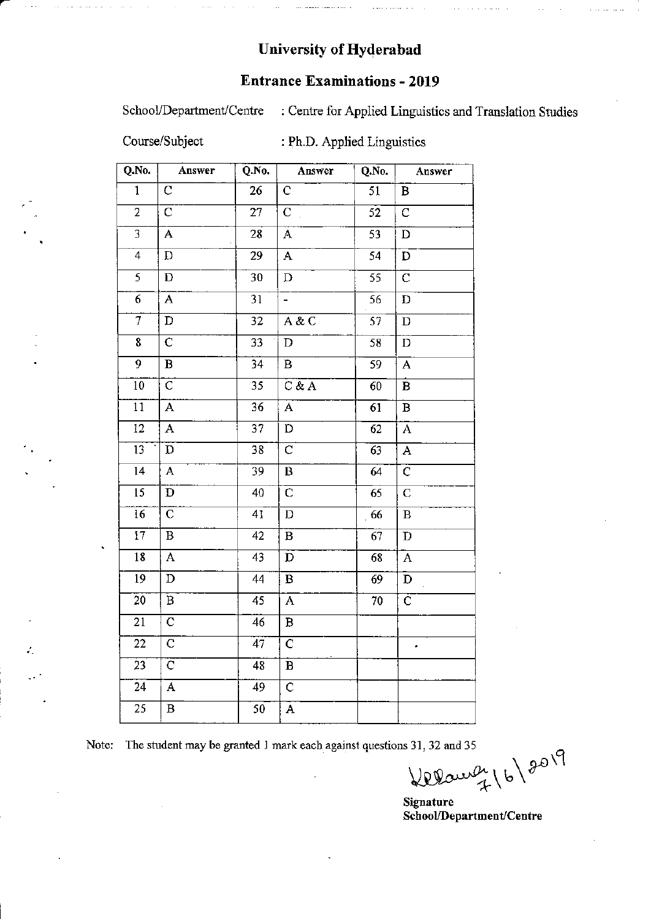# University of Hyderabad

## Entrance Examinations - 2019

School/Department/Centre : Centre for Applied Linguistics and Translation Studies

Course/Subject : Ph.D. Applied Linguistics

| Q.No. | Answer | Q.No. | Answer | Q.No. | Answer |
|---|---|---|---|---|---|
| 1 | C | 26 | C | 51 | B |
| 2 | C | 27 | C | 52 | C |
| 3 | A | 28 | A | 53 | D |
| 4 | D | 29 | A | 54 | D |
| 5 | D | 30 | D | 55 | C |
| 6 | A | 31 | - | 56 | D |
| 7 | D | 32 | A & C | 57 | D |
| 8 | C | 33 | D | 58 | D |
| 9 | B | 34 | B | 59 | A |
| 10 | C | 35 | C & A | 60 | B |
| 11 | A | 36 | A | 61 | B |
| 12 | A | 37 | D | 62 | A |
| 13 | D | 38 | C | 63 | A |
| 14 | A | 39 | B | 64 | C |
| 15 | D | 40 | C | 65 | C |
| 16 | C | 41 | D | 66 | B |
| 17 | B | 42 | B | 67 | D |
| 18 | A | 43 | D | 68 | A |
| 19 | D | 44 | B | 69 | D |
| 20 | B | 45 | A | 70 | C |
| 21 | C | 46 | B | | |
| 22 | C | 47 | C | | |
| 23 | C | 48 | B | | |
| 24 | A | 49 | C | | |
| 25 | B | 50 | A | | |

Note: The student may be granted 1 mark each against questions 31, 32 and 35

7/6/2019

**Signature**
**School/Department/Centre**